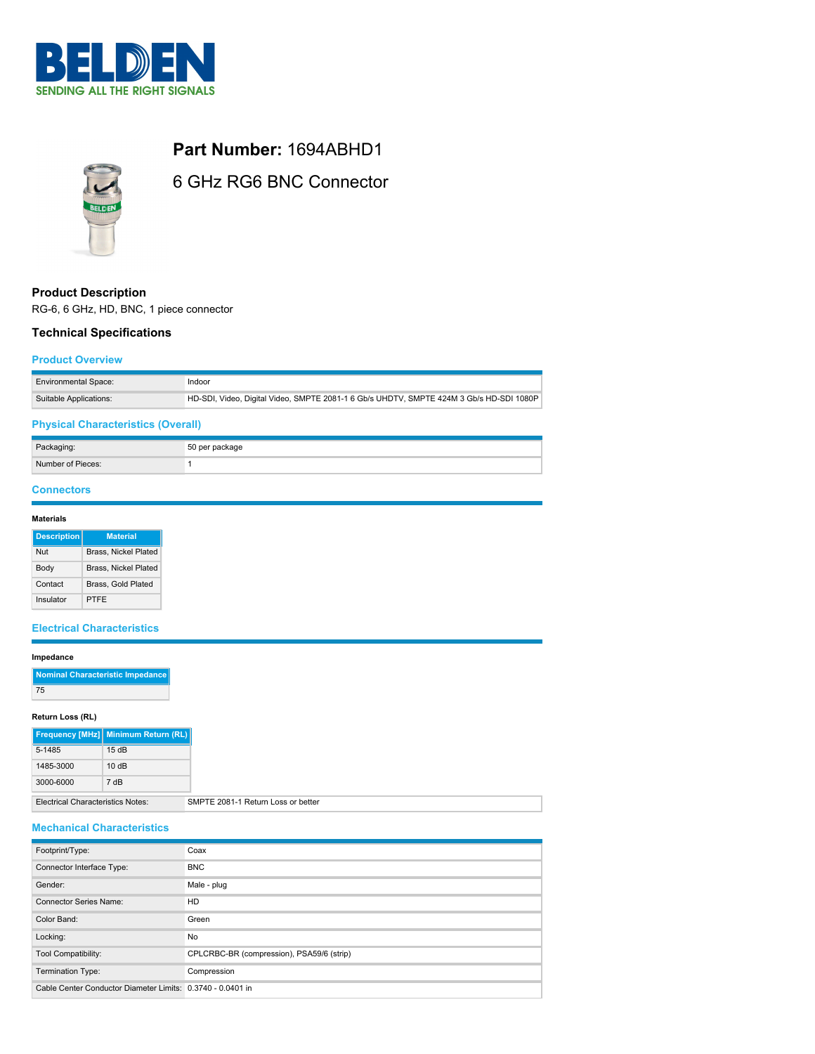# Part Number: 1694ABHD1

## 6 GHz RG6 BNC Connector

### Product Description

RG-6, 6 GHz, HD, BNC, 1 piece connector

### Technical Specifications

#### Product Overview

| | |
|---|---|
| Environmental Space: | Indoor |
| Suitable Applications: | HD-SDI, Video, Digital Video, SMPTE 2081-1 6 Gb/s UHDTV, SMPTE 424M 3 Gb/s HD-SDI 1080P |

#### Physical Characteristics (Overall)

| | |
|---|---|
| Packaging: | 50 per package |
| Number of Pieces: | 1 |

#### Connectors

**Materials**

| Description | Material |
|---|---|
| Nut | Brass, Nickel Plated |
| Body | Brass, Nickel Plated |
| Contact | Brass, Gold Plated |
| Insulator | PTFE |

#### Electrical Characteristics

**Impedance**

| Nominal Characteristic Impedance |
|---|
| 75 |

**Return Loss (RL)**

| Frequency [MHz] | Minimum Return (RL) |
|---|---|
| 5-1485 | 15 dB |
| 1485-3000 | 10 dB |
| 3000-6000 | 7 dB |

| | |
|---|---|
| Electrical Characteristics Notes: | SMPTE 2081-1 Return Loss or better |

#### Mechanical Characteristics

| | |
|---|---|
| Footprint/Type: | Coax |
| Connector Interface Type: | BNC |
| Gender: | Male - plug |
| Connector Series Name: | HD |
| Color Band: | Green |
| Locking: | No |
| Tool Compatibility: | CPLCRBC-BR (compression), PSA59/6 (strip) |
| Termination Type: | Compression |
| Cable Center Conductor Diameter Limits: | 0.3740 - 0.0401 in |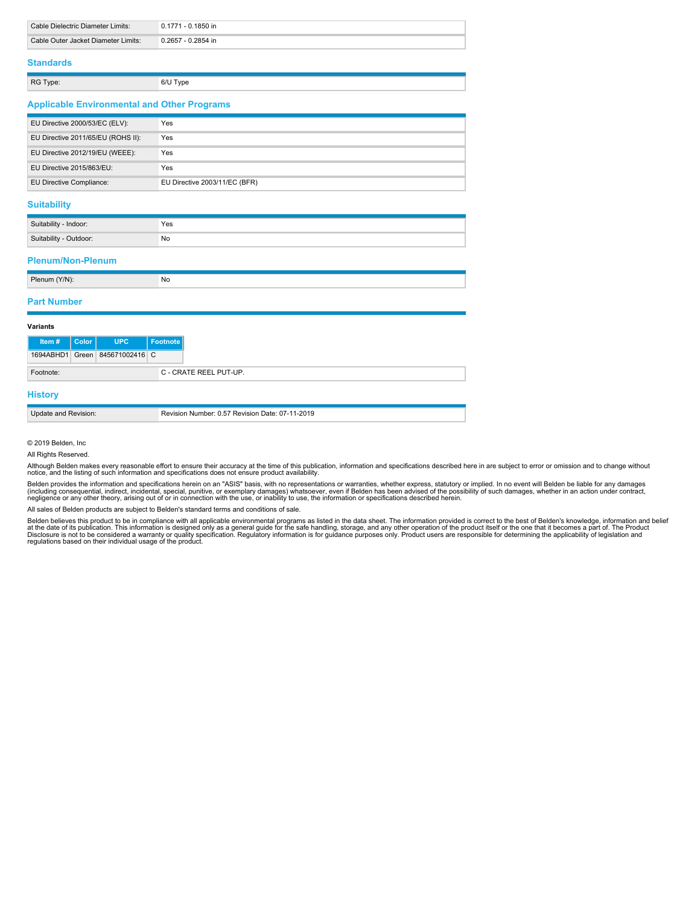| | |
|---|---|
| Cable Dielectric Diameter Limits: | 0.1771 - 0.1850 in |
| Cable Outer Jacket Diameter Limits: | 0.2657 - 0.2854 in |

## Standards

| | |
|---|---|
| RG Type: | 6/U Type |

## Applicable Environmental and Other Programs

| | |
|---|---|
| EU Directive 2000/53/EC (ELV): | Yes |
| EU Directive 2011/65/EU (ROHS II): | Yes |
| EU Directive 2012/19/EU (WEEE): | Yes |
| EU Directive 2015/863/EU: | Yes |
| EU Directive Compliance: | EU Directive 2003/11/EC (BFR) |

## Suitability

| | |
|---|---|
| Suitability - Indoor: | Yes |
| Suitability - Outdoor: | No |

## Plenum/Non-Plenum

| | |
|---|---|
| Plenum (Y/N): | No |

## Part Number

**Variants**

| Item # | Color | UPC | Footnote |
|---|---|---|---|
| 1694ABHD1 | Green | 845671002416 | C |

| | |
|---|---|
| Footnote: | C - CRATE REEL PUT-UP. |

## History

| | |
|---|---|
| Update and Revision: | Revision Number: 0.57 Revision Date: 07-11-2019 |

© 2019 Belden, Inc

All Rights Reserved.

Although Belden makes every reasonable effort to ensure their accuracy at the time of this publication, information and specifications described here in are subject to error or omission and to change without notice, and the listing of such information and specifications does not ensure product availability.

Belden provides the information and specifications herein on an "ASIS" basis, with no representations or warranties, whether express, statutory or implied. In no event will Belden be liable for any damages (including consequential, indirect, incidental, special, punitive, or exemplary damages) whatsoever, even if Belden has been advised of the possibility of such damages, whether in an action under contract, negligence or any other theory, arising out of or in connection with the use, or inability to use, the information or specifications described herein.

All sales of Belden products are subject to Belden's standard terms and conditions of sale.

Belden believes this product to be in compliance with all applicable environmental programs as listed in the data sheet. The information provided is correct to the best of Belden's knowledge, information and belief at the date of its publication. This information is designed only as a general guide for the safe handling, storage, and any other operation of the product itself or the one that it becomes a part of. The Product Disclosure is not to be considered a warranty or quality specification. Regulatory information is for guidance purposes only. Product users are responsible for determining the applicability of legislation and regulations based on their individual usage of the product.